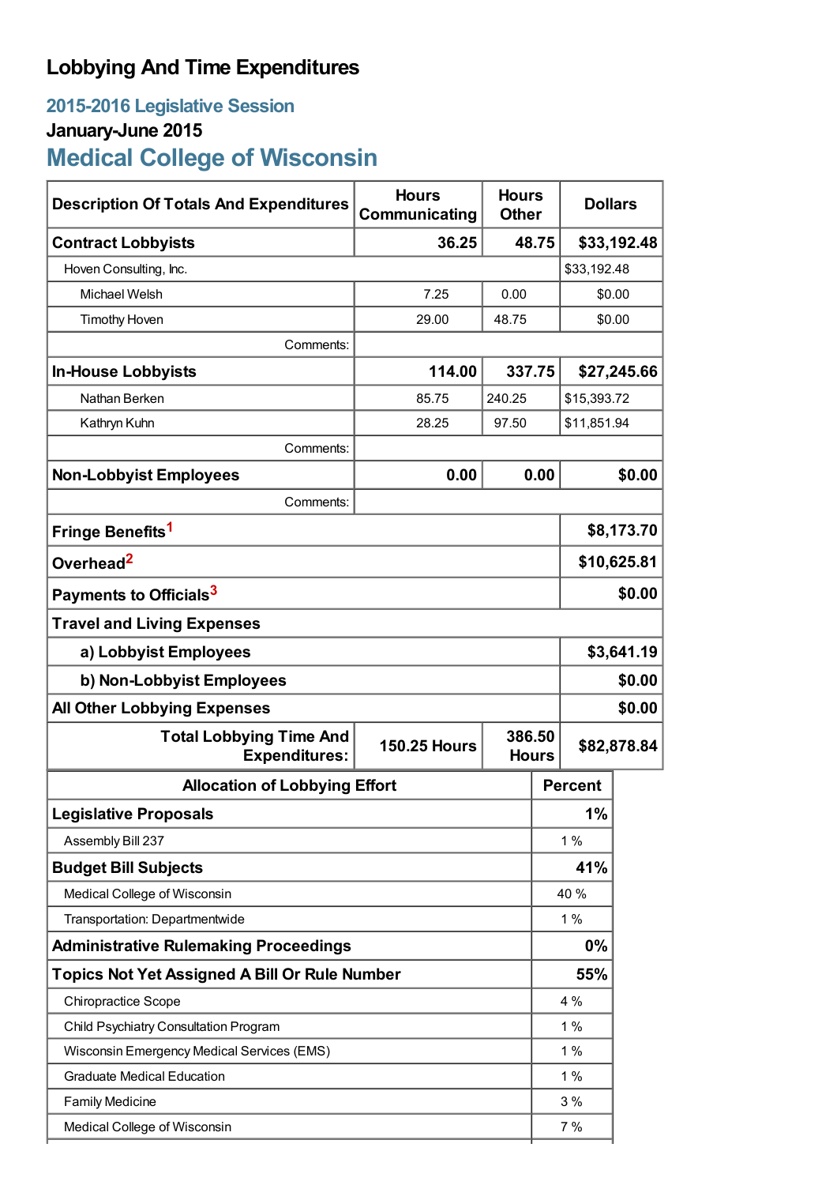# Lobbying And Time Expenditures

## 2015-2016 Legislative Session

### January-June 2015

## Medical College of Wisconsin

| Description Of Totals And Expenditures | Hours Communicating | Hours Other | Dollars |
|---|---|---|---|
| **Contract Lobbyists** | **36.25** | **48.75** | **$33,192.48** |
| Hoven Consulting, Inc. | | | $33,192.48 |
| Michael Welsh | 7.25 | 0.00 | $0.00 |
| Timothy Hoven | 29.00 | 48.75 | $0.00 |
| Comments: | | | |
| **In-House Lobbyists** | **114.00** | **337.75** | **$27,245.66** |
| Nathan Berken | 85.75 | 240.25 | $15,393.72 |
| Kathryn Kuhn | 28.25 | 97.50 | $11,851.94 |
| Comments: | | | |
| **Non-Lobbyist Employees** | **0.00** | **0.00** | **$0.00** |
| Comments: | | | |
| **Fringe Benefits**[1] | | | **$8,173.70** |
| **Overhead**[2] | | | **$10,625.81** |
| **Payments to Officials**[3] | | | **$0.00** |
| **Travel and Living Expenses** | | | |
| **a) Lobbyist Employees** | | | **$3,641.19** |
| **b) Non-Lobbyist Employees** | | | **$0.00** |
| **All Other Lobbying Expenses** | | | **$0.00** |
| **Total Lobbying Time And Expenditures:** | **150.25 Hours** | **386.50 Hours** | **$82,878.84** |

| Allocation of Lobbying Effort | Percent |
|---|---|
| **Legislative Proposals** | **1%** |
| Assembly Bill 237 | 1 % |
| **Budget Bill Subjects** | **41%** |
| Medical College of Wisconsin | 40 % |
| Transportation: Departmentwide | 1 % |
| **Administrative Rulemaking Proceedings** | **0%** |
| **Topics Not Yet Assigned A Bill Or Rule Number** | **55%** |
| Chiropractice Scope | 4 % |
| Child Psychiatry Consultation Program | 1 % |
| Wisconsin Emergency Medical Services (EMS) | 1 % |
| Graduate Medical Education | 1 % |
| Family Medicine | 3 % |
| Medical College of Wisconsin | 7 % |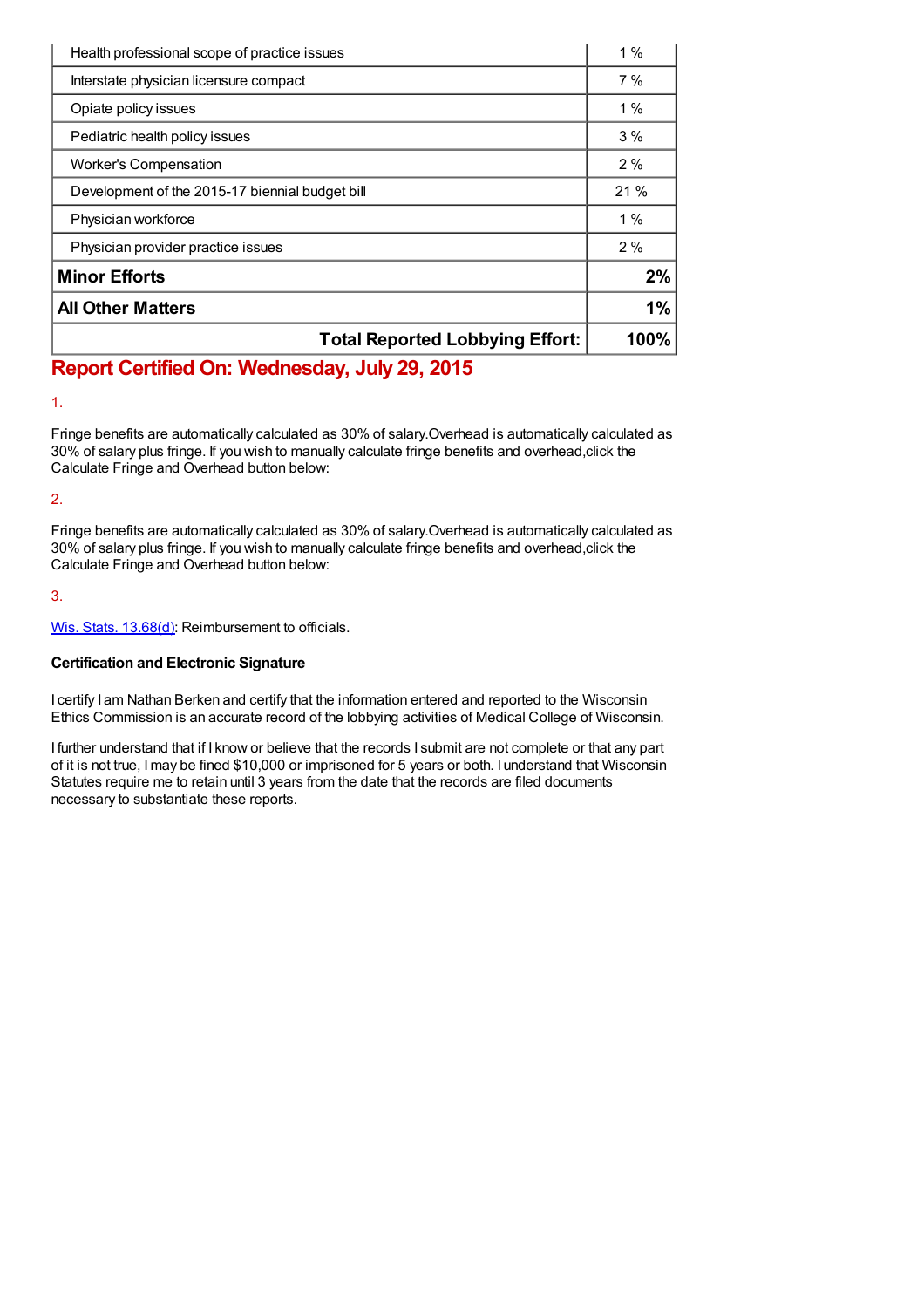| | |
|---|---|
| Health professional scope of practice issues | 1 % |
| Interstate physician licensure compact | 7 % |
| Opiate policy issues | 1 % |
| Pediatric health policy issues | 3 % |
| Worker's Compensation | 2 % |
| Development of the 2015-17 biennial budget bill | 21 % |
| Physician workforce | 1 % |
| Physician provider practice issues | 2 % |
| **Minor Efforts** | **2%** |
| **All Other Matters** | **1%** |
| **Total Reported Lobbying Effort:** | **100%** |

## Report Certified On: Wednesday, July 29, 2015

1.

Fringe benefits are automatically calculated as 30% of salary.Overhead is automatically calculated as 30% of salary plus fringe. If you wish to manually calculate fringe benefits and overhead,click the Calculate Fringe and Overhead button below:

2.

Fringe benefits are automatically calculated as 30% of salary.Overhead is automatically calculated as 30% of salary plus fringe. If you wish to manually calculate fringe benefits and overhead,click the Calculate Fringe and Overhead button below:

3.

Wis. Stats. 13.68(d): Reimbursement to officials.

**Certification and Electronic Signature**

I certify I am Nathan Berken and certify that the information entered and reported to the Wisconsin Ethics Commission is an accurate record of the lobbying activities of Medical College of Wisconsin.

I further understand that if I know or believe that the records I submit are not complete or that any part of it is not true, I may be fined $10,000 or imprisoned for 5 years or both. I understand that Wisconsin Statutes require me to retain until 3 years from the date that the records are filed documents necessary to substantiate these reports.